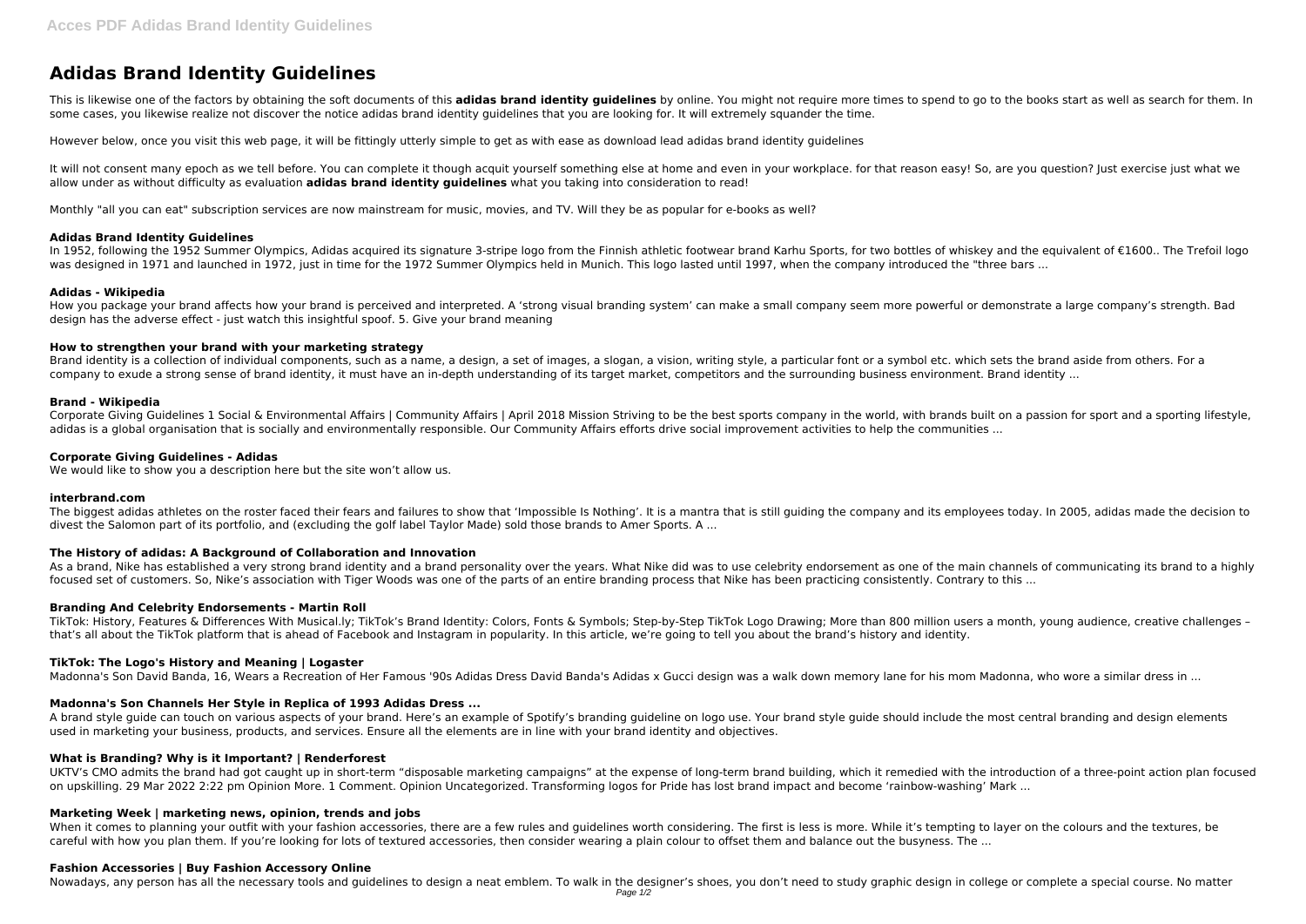# Adidas Brand Identity Guidelines

This is likewise one of the factors by obtaining the soft documents of this **adidas brand identity guidelines** by online. You might not require more times to spend to go to the books start as well as search for them. In some cases, you likewise realize not discover the notice adidas brand identity guidelines that you are looking for. It will extremely squander the time.

However below, once you visit this web page, it will be fittingly utterly simple to get as with ease as download lead adidas brand identity guidelines

It will not consent many epoch as we tell before. You can complete it though acquit yourself something else at home and even in your workplace. for that reason easy! So, are you question? Just exercise just what we allow under as without difficulty as evaluation **adidas brand identity guidelines** what you taking into consideration to read!

Monthly "all you can eat" subscription services are now mainstream for music, movies, and TV. Will they be as popular for e-books as well?

### Adidas Brand Identity Guidelines

In 1952, following the 1952 Summer Olympics, Adidas acquired its signature 3-stripe logo from the Finnish athletic footwear brand Karhu Sports, for two bottles of whiskey and the equivalent of €1600.. The Trefoil logo was designed in 1971 and launched in 1972, just in time for the 1972 Summer Olympics held in Munich. This logo lasted until 1997, when the company introduced the "three bars ...

### Adidas - Wikipedia

How you package your brand affects how your brand is perceived and interpreted. A 'strong visual branding system' can make a small company seem more powerful or demonstrate a large company's strength. Bad design has the adverse effect - just watch this insightful spoof. 5. Give your brand meaning

### How to strengthen your brand with your marketing strategy

Brand identity is a collection of individual components, such as a name, a design, a set of images, a slogan, a vision, writing style, a particular font or a symbol etc. which sets the brand aside from others. For a company to exude a strong sense of brand identity, it must have an in-depth understanding of its target market, competitors and the surrounding business environment. Brand identity ...

### Brand - Wikipedia

Corporate Giving Guidelines 1 Social & Environmental Affairs | Community Affairs | April 2018 Mission Striving to be the best sports company in the world, with brands built on a passion for sport and a sporting lifestyle, adidas is a global organisation that is socially and environmentally responsible. Our Community Affairs efforts drive social improvement activities to help the communities ...

### Corporate Giving Guidelines - Adidas

We would like to show you a description here but the site won't allow us.

### interbrand.com

The biggest adidas athletes on the roster faced their fears and failures to show that 'Impossible Is Nothing'. It is a mantra that is still guiding the company and its employees today. In 2005, adidas made the decision to divest the Salomon part of its portfolio, and (excluding the golf label Taylor Made) sold those brands to Amer Sports. A ...

### The History of adidas: A Background of Collaboration and Innovation

As a brand, Nike has established a very strong brand identity and a brand personality over the years. What Nike did was to use celebrity endorsement as one of the main channels of communicating its brand to a highly focused set of customers. So, Nike's association with Tiger Woods was one of the parts of an entire branding process that Nike has been practicing consistently. Contrary to this ...

### Branding And Celebrity Endorsements - Martin Roll

TikTok: History, Features & Differences With Musical.ly; TikTok's Brand Identity: Colors, Fonts & Symbols; Step-by-Step TikTok Logo Drawing; More than 800 million users a month, young audience, creative challenges – that's all about the TikTok platform that is ahead of Facebook and Instagram in popularity. In this article, we're going to tell you about the brand's history and identity.

### TikTok: The Logo's History and Meaning | Logaster

Madonna's Son David Banda, 16, Wears a Recreation of Her Famous '90s Adidas Dress David Banda's Adidas x Gucci design was a walk down memory lane for his mom Madonna, who wore a similar dress in ...

### Madonna's Son Channels Her Style in Replica of 1993 Adidas Dress ...

A brand style guide can touch on various aspects of your brand. Here's an example of Spotify's branding guideline on logo use. Your brand style guide should include the most central branding and design elements used in marketing your business, products, and services. Ensure all the elements are in line with your brand identity and objectives.

### What is Branding? Why is it Important? | Renderforest

UKTV's CMO admits the brand had got caught up in short-term "disposable marketing campaigns" at the expense of long-term brand building, which it remedied with the introduction of a three-point action plan focused on upskilling. 29 Mar 2022 2:22 pm Opinion More. 1 Comment. Opinion Uncategorized. Transforming logos for Pride has lost brand impact and become 'rainbow-washing' Mark ...

### Marketing Week | marketing news, opinion, trends and jobs

When it comes to planning your outfit with your fashion accessories, there are a few rules and guidelines worth considering. The first is less is more. While it's tempting to layer on the colours and the textures, be careful with how you plan them. If you're looking for lots of textured accessories, then consider wearing a plain colour to offset them and balance out the busyness. The ...

### Fashion Accessories | Buy Fashion Accessory Online

Nowadays, any person has all the necessary tools and guidelines to design a neat emblem. To walk in the designer's shoes, you don't need to study graphic design in college or complete a special course. No matter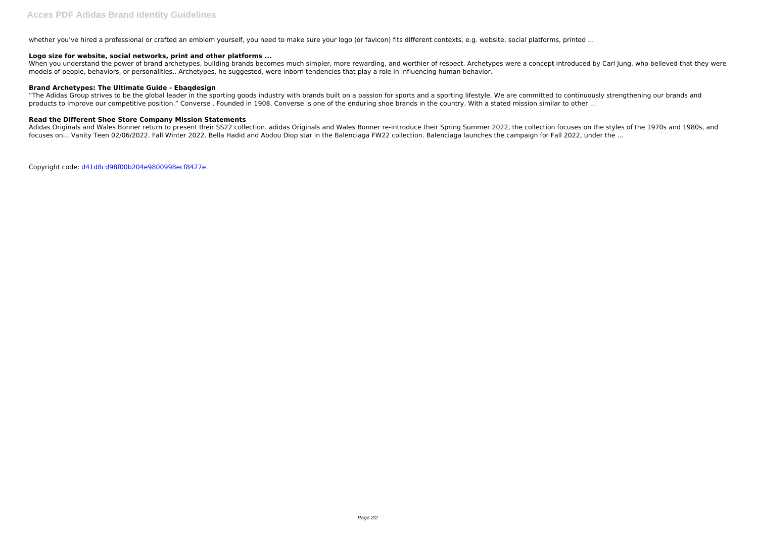whether you've hired a professional or crafted an emblem yourself, you need to make sure your logo (or favicon) fits different contexts, e.g. website, social platforms, printed ...

**Logo size for website, social networks, print and other platforms ...**

When you understand the power of brand archetypes, building brands becomes much simpler, more rewarding, and worthier of respect. Archetypes were a concept introduced by Carl Jung, who believed that they were models of people, behaviors, or personalities.. Archetypes, he suggested, were inborn tendencies that play a role in influencing human behavior.

**Brand Archetypes: The Ultimate Guide - Ebaqdesign**

"The Adidas Group strives to be the global leader in the sporting goods industry with brands built on a passion for sports and a sporting lifestyle. We are committed to continuously strengthening our brands and products to improve our competitive position." Converse . Founded in 1908, Converse is one of the enduring shoe brands in the country. With a stated mission similar to other ...

**Read the Different Shoe Store Company Mission Statements**

Adidas Originals and Wales Bonner return to present their SS22 collection. adidas Originals and Wales Bonner re-introduce their Spring Summer 2022, the collection focuses on the styles of the 1970s and 1980s, and focuses on... Vanity Teen 02/06/2022. Fall Winter 2022. Bella Hadid and Abdou Diop star in the Balenciaga FW22 collection. Balenciaga launches the campaign for Fall 2022, under the ...

Copyright code: d41d8cd98f00b204e9800998ecf8427e.